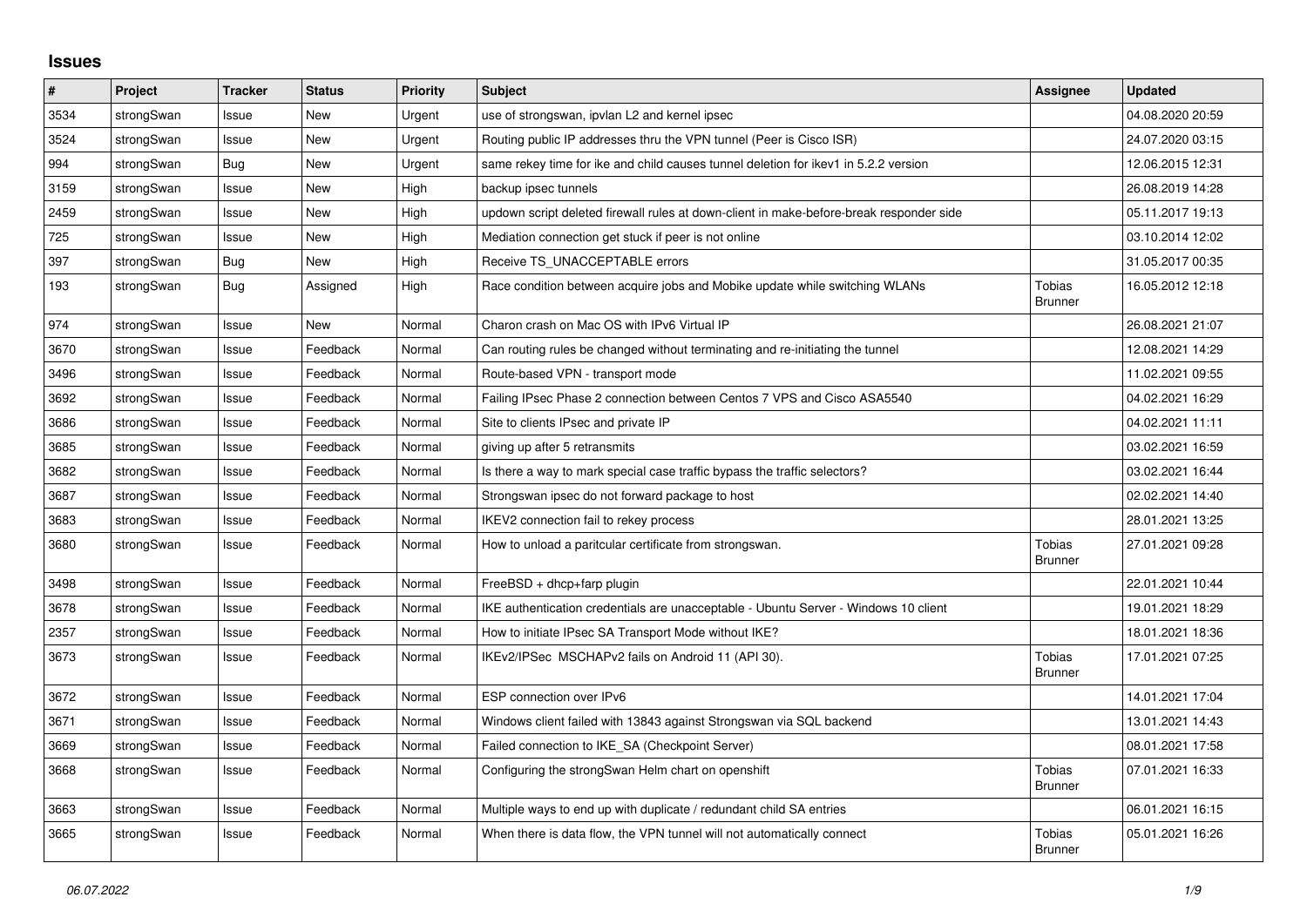# Issues

| # | Project | Tracker | Status | Priority | Subject | Assignee | Updated |
|---|---|---|---|---|---|---|---|
| 3534 | strongSwan | Issue | New | Urgent | use of strongswan, ipvlan L2 and kernel ipsec | | 04.08.2020 20:59 |
| 3524 | strongSwan | Issue | New | Urgent | Routing public IP addresses thru the VPN tunnel (Peer is Cisco ISR) | | 24.07.2020 03:15 |
| 994 | strongSwan | Bug | New | Urgent | same rekey time for ike and child causes tunnel deletion for ikev1 in 5.2.2 version | | 12.06.2015 12:31 |
| 3159 | strongSwan | Issue | New | High | backup ipsec tunnels | | 26.08.2019 14:28 |
| 2459 | strongSwan | Issue | New | High | updown script deleted firewall rules at down-client in make-before-break responder side | | 05.11.2017 19:13 |
| 725 | strongSwan | Issue | New | High | Mediation connection get stuck if peer is not online | | 03.10.2014 12:02 |
| 397 | strongSwan | Bug | New | High | Receive TS_UNACCEPTABLE errors | | 31.05.2017 00:35 |
| 193 | strongSwan | Bug | Assigned | High | Race condition between acquire jobs and Mobike update while switching WLANs | Tobias Brunner | 16.05.2012 12:18 |
| 974 | strongSwan | Issue | New | Normal | Charon crash on Mac OS with IPv6 Virtual IP | | 26.08.2021 21:07 |
| 3670 | strongSwan | Issue | Feedback | Normal | Can routing rules be changed without terminating and re-initiating the tunnel | | 12.08.2021 14:29 |
| 3496 | strongSwan | Issue | Feedback | Normal | Route-based VPN - transport mode | | 11.02.2021 09:55 |
| 3692 | strongSwan | Issue | Feedback | Normal | Failing IPsec Phase 2 connection between Centos 7 VPS and Cisco ASA5540 | | 04.02.2021 16:29 |
| 3686 | strongSwan | Issue | Feedback | Normal | Site to clients IPsec and private IP | | 04.02.2021 11:11 |
| 3685 | strongSwan | Issue | Feedback | Normal | giving up after 5 retransmits | | 03.02.2021 16:59 |
| 3682 | strongSwan | Issue | Feedback | Normal | Is there a way to mark special case traffic bypass the traffic selectors? | | 03.02.2021 16:44 |
| 3687 | strongSwan | Issue | Feedback | Normal | Strongswan ipsec do not forward package to host | | 02.02.2021 14:40 |
| 3683 | strongSwan | Issue | Feedback | Normal | IKEV2 connection fail to rekey process | | 28.01.2021 13:25 |
| 3680 | strongSwan | Issue | Feedback | Normal | How to unload a paritcular certificate from strongswan. | Tobias Brunner | 27.01.2021 09:28 |
| 3498 | strongSwan | Issue | Feedback | Normal | FreeBSD + dhcp+farp plugin | | 22.01.2021 10:44 |
| 3678 | strongSwan | Issue | Feedback | Normal | IKE authentication credentials are unacceptable - Ubuntu Server - Windows 10 client | | 19.01.2021 18:29 |
| 2357 | strongSwan | Issue | Feedback | Normal | How to initiate IPsec SA Transport Mode without IKE? | | 18.01.2021 18:36 |
| 3673 | strongSwan | Issue | Feedback | Normal | IKEv2/IPSec MSCHAPv2 fails on Android 11 (API 30). | Tobias Brunner | 17.01.2021 07:25 |
| 3672 | strongSwan | Issue | Feedback | Normal | ESP connection over IPv6 | | 14.01.2021 17:04 |
| 3671 | strongSwan | Issue | Feedback | Normal | Windows client failed with 13843 against Strongswan via SQL backend | | 13.01.2021 14:43 |
| 3669 | strongSwan | Issue | Feedback | Normal | Failed connection to IKE_SA (Checkpoint Server) | | 08.01.2021 17:58 |
| 3668 | strongSwan | Issue | Feedback | Normal | Configuring the strongSwan Helm chart on openshift | Tobias Brunner | 07.01.2021 16:33 |
| 3663 | strongSwan | Issue | Feedback | Normal | Multiple ways to end up with duplicate / redundant child SA entries | | 06.01.2021 16:15 |
| 3665 | strongSwan | Issue | Feedback | Normal | When there is data flow, the VPN tunnel will not automatically connect | Tobias Brunner | 05.01.2021 16:26 |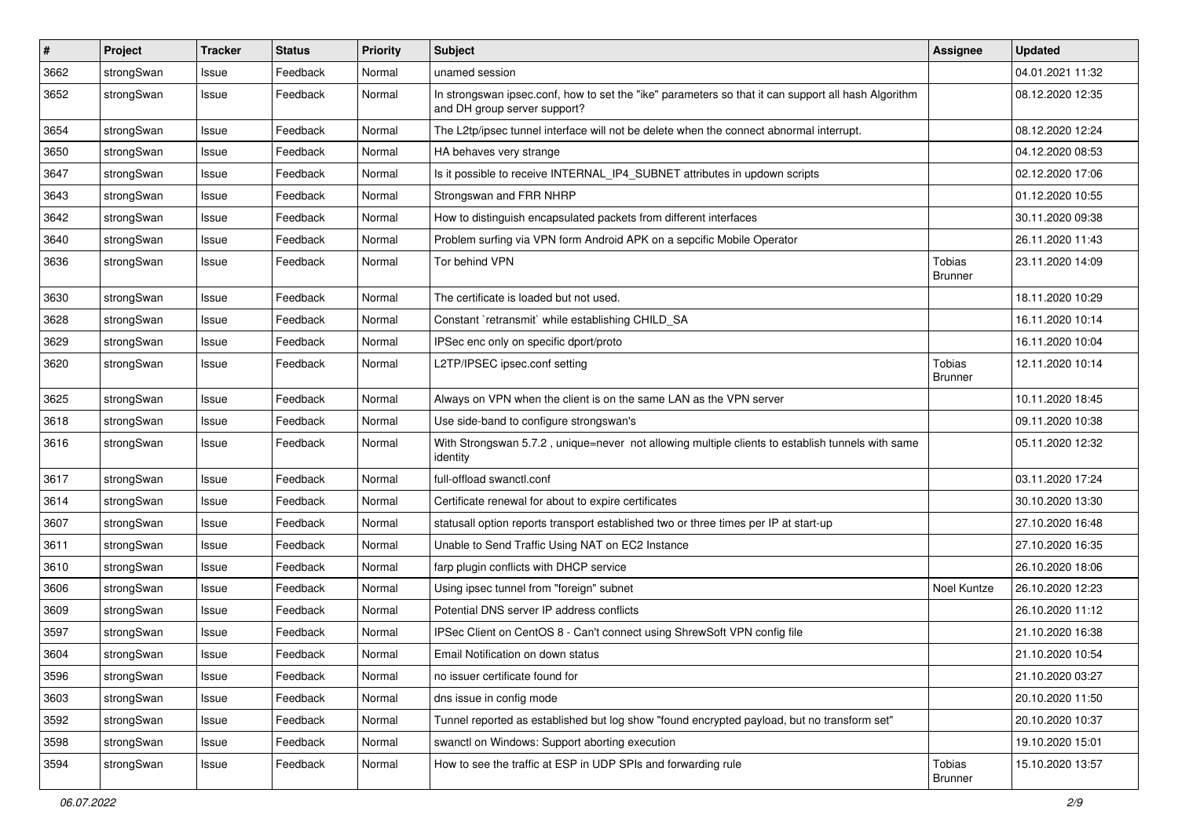| # | Project | Tracker | Status | Priority | Subject | Assignee | Updated |
|---|---|---|---|---|---|---|---|
| 3662 | strongSwan | Issue | Feedback | Normal | unamed session | | 04.01.2021 11:32 |
| 3652 | strongSwan | Issue | Feedback | Normal | In strongswan ipsec.conf, how to set the "ike" parameters so that it can support all hash Algorithm and DH group server support? | | 08.12.2020 12:35 |
| 3654 | strongSwan | Issue | Feedback | Normal | The L2tp/ipsec tunnel interface will not be delete when the connect abnormal interrupt. | | 08.12.2020 12:24 |
| 3650 | strongSwan | Issue | Feedback | Normal | HA behaves very strange | | 04.12.2020 08:53 |
| 3647 | strongSwan | Issue | Feedback | Normal | Is it possible to receive INTERNAL_IP4_SUBNET attributes in updown scripts | | 02.12.2020 17:06 |
| 3643 | strongSwan | Issue | Feedback | Normal | Strongswan and FRR NHRP | | 01.12.2020 10:55 |
| 3642 | strongSwan | Issue | Feedback | Normal | How to distinguish encapsulated packets from different interfaces | | 30.11.2020 09:38 |
| 3640 | strongSwan | Issue | Feedback | Normal | Problem surfing via VPN form Android APK on a sepcific Mobile Operator | | 26.11.2020 11:43 |
| 3636 | strongSwan | Issue | Feedback | Normal | Tor behind VPN | Tobias Brunner | 23.11.2020 14:09 |
| 3630 | strongSwan | Issue | Feedback | Normal | The certificate is loaded but not used. | | 18.11.2020 10:29 |
| 3628 | strongSwan | Issue | Feedback | Normal | Constant `retransmit` while establishing CHILD_SA | | 16.11.2020 10:14 |
| 3629 | strongSwan | Issue | Feedback | Normal | IPSec enc only on specific dport/proto | | 16.11.2020 10:04 |
| 3620 | strongSwan | Issue | Feedback | Normal | L2TP/IPSEC ipsec.conf setting | Tobias Brunner | 12.11.2020 10:14 |
| 3625 | strongSwan | Issue | Feedback | Normal | Always on VPN when the client is on the same LAN as the VPN server | | 10.11.2020 18:45 |
| 3618 | strongSwan | Issue | Feedback | Normal | Use side-band to configure strongswan's | | 09.11.2020 10:38 |
| 3616 | strongSwan | Issue | Feedback | Normal | With Strongswan 5.7.2 , unique=never not allowing multiple clients to establish tunnels with same identity | | 05.11.2020 12:32 |
| 3617 | strongSwan | Issue | Feedback | Normal | full-offload swanctl.conf | | 03.11.2020 17:24 |
| 3614 | strongSwan | Issue | Feedback | Normal | Certificate renewal for about to expire certificates | | 30.10.2020 13:30 |
| 3607 | strongSwan | Issue | Feedback | Normal | statusall option reports transport established two or three times per IP at start-up | | 27.10.2020 16:48 |
| 3611 | strongSwan | Issue | Feedback | Normal | Unable to Send Traffic Using NAT on EC2 Instance | | 27.10.2020 16:35 |
| 3610 | strongSwan | Issue | Feedback | Normal | farp plugin conflicts with DHCP service | | 26.10.2020 18:06 |
| 3606 | strongSwan | Issue | Feedback | Normal | Using ipsec tunnel from "foreign" subnet | Noel Kuntze | 26.10.2020 12:23 |
| 3609 | strongSwan | Issue | Feedback | Normal | Potential DNS server IP address conflicts | | 26.10.2020 11:12 |
| 3597 | strongSwan | Issue | Feedback | Normal | IPSec Client on CentOS 8 - Can't connect using ShrewSoft VPN config file | | 21.10.2020 16:38 |
| 3604 | strongSwan | Issue | Feedback | Normal | Email Notification on down status | | 21.10.2020 10:54 |
| 3596 | strongSwan | Issue | Feedback | Normal | no issuer certificate found for | | 21.10.2020 03:27 |
| 3603 | strongSwan | Issue | Feedback | Normal | dns issue in config mode | | 20.10.2020 11:50 |
| 3592 | strongSwan | Issue | Feedback | Normal | Tunnel reported as established but log show "found encrypted payload, but no transform set" | | 20.10.2020 10:37 |
| 3598 | strongSwan | Issue | Feedback | Normal | swanctl on Windows: Support aborting execution | | 19.10.2020 15:01 |
| 3594 | strongSwan | Issue | Feedback | Normal | How to see the traffic at ESP in UDP SPIs and forwarding rule | Tobias Brunner | 15.10.2020 13:57 |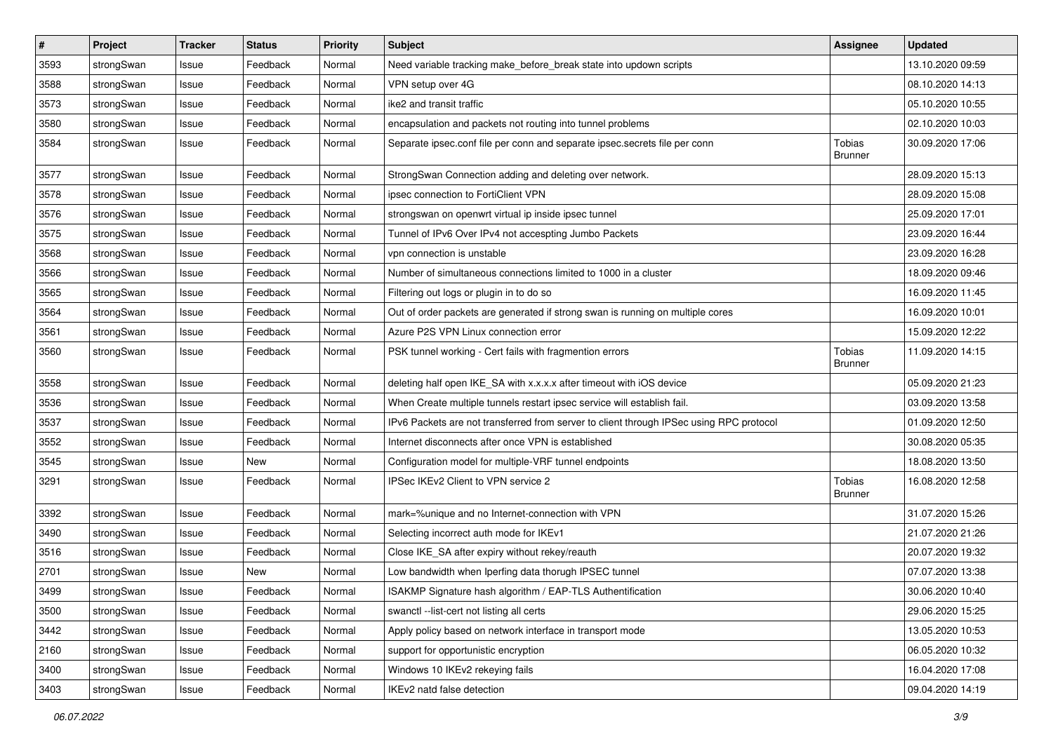| # | Project | Tracker | Status | Priority | Subject | Assignee | Updated |
|---|---|---|---|---|---|---|---|
| 3593 | strongSwan | Issue | Feedback | Normal | Need variable tracking make_before_break state into updown scripts | | 13.10.2020 09:59 |
| 3588 | strongSwan | Issue | Feedback | Normal | VPN setup over 4G | | 08.10.2020 14:13 |
| 3573 | strongSwan | Issue | Feedback | Normal | ike2 and transit traffic | | 05.10.2020 10:55 |
| 3580 | strongSwan | Issue | Feedback | Normal | encapsulation and packets not routing into tunnel problems | | 02.10.2020 10:03 |
| 3584 | strongSwan | Issue | Feedback | Normal | Separate ipsec.conf file per conn and separate ipsec.secrets file per conn | Tobias Brunner | 30.09.2020 17:06 |
| 3577 | strongSwan | Issue | Feedback | Normal | StrongSwan Connection adding and deleting over network. | | 28.09.2020 15:13 |
| 3578 | strongSwan | Issue | Feedback | Normal | ipsec connection to FortiClient VPN | | 28.09.2020 15:08 |
| 3576 | strongSwan | Issue | Feedback | Normal | strongswan on openwrt virtual ip inside ipsec tunnel | | 25.09.2020 17:01 |
| 3575 | strongSwan | Issue | Feedback | Normal | Tunnel of IPv6 Over IPv4 not accespting Jumbo Packets | | 23.09.2020 16:44 |
| 3568 | strongSwan | Issue | Feedback | Normal | vpn connection is unstable | | 23.09.2020 16:28 |
| 3566 | strongSwan | Issue | Feedback | Normal | Number of simultaneous connections limited to 1000 in a cluster | | 18.09.2020 09:46 |
| 3565 | strongSwan | Issue | Feedback | Normal | Filtering out logs or plugin in to do so | | 16.09.2020 11:45 |
| 3564 | strongSwan | Issue | Feedback | Normal | Out of order packets are generated if strong swan is running on multiple cores | | 16.09.2020 10:01 |
| 3561 | strongSwan | Issue | Feedback | Normal | Azure P2S VPN Linux connection error | | 15.09.2020 12:22 |
| 3560 | strongSwan | Issue | Feedback | Normal | PSK tunnel working - Cert fails with fragmention errors | Tobias Brunner | 11.09.2020 14:15 |
| 3558 | strongSwan | Issue | Feedback | Normal | deleting half open IKE_SA with x.x.x.x after timeout with iOS device | | 05.09.2020 21:23 |
| 3536 | strongSwan | Issue | Feedback | Normal | When Create multiple tunnels restart ipsec service will establish fail. | | 03.09.2020 13:58 |
| 3537 | strongSwan | Issue | Feedback | Normal | IPv6 Packets are not transferred from server to client through IPSec using RPC protocol | | 01.09.2020 12:50 |
| 3552 | strongSwan | Issue | Feedback | Normal | Internet disconnects after once VPN is established | | 30.08.2020 05:35 |
| 3545 | strongSwan | Issue | New | Normal | Configuration model for multiple-VRF tunnel endpoints | | 18.08.2020 13:50 |
| 3291 | strongSwan | Issue | Feedback | Normal | IPSec IKEv2 Client to VPN service 2 | Tobias Brunner | 16.08.2020 12:58 |
| 3392 | strongSwan | Issue | Feedback | Normal | mark=%unique and no Internet-connection with VPN | | 31.07.2020 15:26 |
| 3490 | strongSwan | Issue | Feedback | Normal | Selecting incorrect auth mode for IKEv1 | | 21.07.2020 21:26 |
| 3516 | strongSwan | Issue | Feedback | Normal | Close IKE_SA after expiry without rekey/reauth | | 20.07.2020 19:32 |
| 2701 | strongSwan | Issue | New | Normal | Low bandwidth when Iperfing data thorugh IPSEC tunnel | | 07.07.2020 13:38 |
| 3499 | strongSwan | Issue | Feedback | Normal | ISAKMP Signature hash algorithm / EAP-TLS Authentification | | 30.06.2020 10:40 |
| 3500 | strongSwan | Issue | Feedback | Normal | swanctl --list-cert not listing all certs | | 29.06.2020 15:25 |
| 3442 | strongSwan | Issue | Feedback | Normal | Apply policy based on network interface in transport mode | | 13.05.2020 10:53 |
| 2160 | strongSwan | Issue | Feedback | Normal | support for opportunistic encryption | | 06.05.2020 10:32 |
| 3400 | strongSwan | Issue | Feedback | Normal | Windows 10 IKEv2 rekeying fails | | 16.04.2020 17:08 |
| 3403 | strongSwan | Issue | Feedback | Normal | IKEv2 natd false detection | | 09.04.2020 14:19 |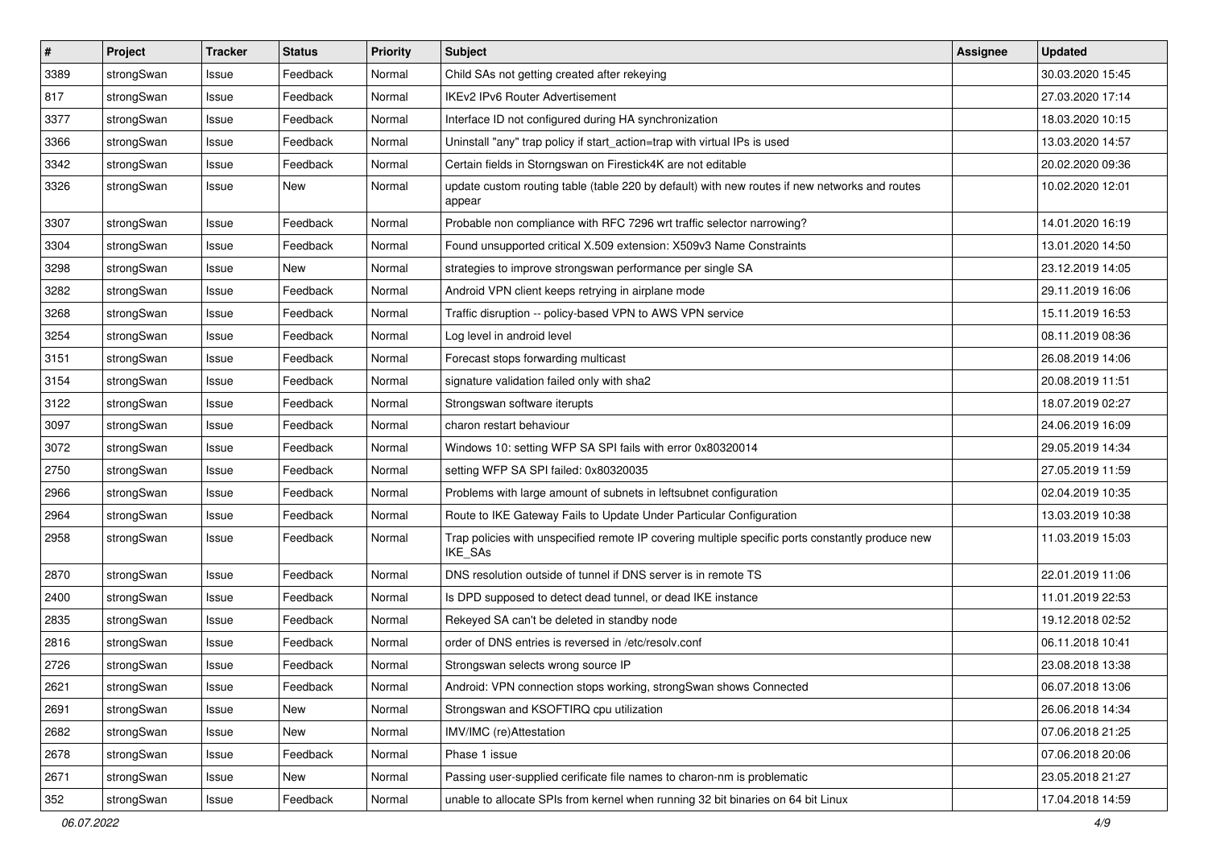| # | Project | Tracker | Status | Priority | Subject | Assignee | Updated |
|---|---|---|---|---|---|---|---|
| 3389 | strongSwan | Issue | Feedback | Normal | Child SAs not getting created after rekeying | | 30.03.2020 15:45 |
| 817 | strongSwan | Issue | Feedback | Normal | IKEv2 IPv6 Router Advertisement | | 27.03.2020 17:14 |
| 3377 | strongSwan | Issue | Feedback | Normal | Interface ID not configured during HA synchronization | | 18.03.2020 10:15 |
| 3366 | strongSwan | Issue | Feedback | Normal | Uninstall "any" trap policy if start_action=trap with virtual IPs is used | | 13.03.2020 14:57 |
| 3342 | strongSwan | Issue | Feedback | Normal | Certain fields in Storngswan on Firestick4K are not editable | | 20.02.2020 09:36 |
| 3326 | strongSwan | Issue | New | Normal | update custom routing table (table 220 by default) with new routes if new networks and routes appear | | 10.02.2020 12:01 |
| 3307 | strongSwan | Issue | Feedback | Normal | Probable non compliance with RFC 7296 wrt traffic selector narrowing? | | 14.01.2020 16:19 |
| 3304 | strongSwan | Issue | Feedback | Normal | Found unsupported critical X.509 extension: X509v3 Name Constraints | | 13.01.2020 14:50 |
| 3298 | strongSwan | Issue | New | Normal | strategies to improve strongswan performance per single SA | | 23.12.2019 14:05 |
| 3282 | strongSwan | Issue | Feedback | Normal | Android VPN client keeps retrying in airplane mode | | 29.11.2019 16:06 |
| 3268 | strongSwan | Issue | Feedback | Normal | Traffic disruption -- policy-based VPN to AWS VPN service | | 15.11.2019 16:53 |
| 3254 | strongSwan | Issue | Feedback | Normal | Log level in android level | | 08.11.2019 08:36 |
| 3151 | strongSwan | Issue | Feedback | Normal | Forecast stops forwarding multicast | | 26.08.2019 14:06 |
| 3154 | strongSwan | Issue | Feedback | Normal | signature validation failed only with sha2 | | 20.08.2019 11:51 |
| 3122 | strongSwan | Issue | Feedback | Normal | Strongswan software iterupts | | 18.07.2019 02:27 |
| 3097 | strongSwan | Issue | Feedback | Normal | charon restart behaviour | | 24.06.2019 16:09 |
| 3072 | strongSwan | Issue | Feedback | Normal | Windows 10: setting WFP SA SPI fails with error 0x80320014 | | 29.05.2019 14:34 |
| 2750 | strongSwan | Issue | Feedback | Normal | setting WFP SA SPI failed: 0x80320035 | | 27.05.2019 11:59 |
| 2966 | strongSwan | Issue | Feedback | Normal | Problems with large amount of subnets in leftsubnet configuration | | 02.04.2019 10:35 |
| 2964 | strongSwan | Issue | Feedback | Normal | Route to IKE Gateway Fails to Update Under Particular Configuration | | 13.03.2019 10:38 |
| 2958 | strongSwan | Issue | Feedback | Normal | Trap policies with unspecified remote IP covering multiple specific ports constantly produce new IKE_SAs | | 11.03.2019 15:03 |
| 2870 | strongSwan | Issue | Feedback | Normal | DNS resolution outside of tunnel if DNS server is in remote TS | | 22.01.2019 11:06 |
| 2400 | strongSwan | Issue | Feedback | Normal | Is DPD supposed to detect dead tunnel, or dead IKE instance | | 11.01.2019 22:53 |
| 2835 | strongSwan | Issue | Feedback | Normal | Rekeyed SA can't be deleted in standby node | | 19.12.2018 02:52 |
| 2816 | strongSwan | Issue | Feedback | Normal | order of DNS entries is reversed in /etc/resolv.conf | | 06.11.2018 10:41 |
| 2726 | strongSwan | Issue | Feedback | Normal | Strongswan selects wrong source IP | | 23.08.2018 13:38 |
| 2621 | strongSwan | Issue | Feedback | Normal | Android: VPN connection stops working, strongSwan shows Connected | | 06.07.2018 13:06 |
| 2691 | strongSwan | Issue | New | Normal | Strongswan and KSOFTIRQ cpu utilization | | 26.06.2018 14:34 |
| 2682 | strongSwan | Issue | New | Normal | IMV/IMC (re)Attestation | | 07.06.2018 21:25 |
| 2678 | strongSwan | Issue | Feedback | Normal | Phase 1 issue | | 07.06.2018 20:06 |
| 2671 | strongSwan | Issue | New | Normal | Passing user-supplied cerificate file names to charon-nm is problematic | | 23.05.2018 21:27 |
| 352 | strongSwan | Issue | Feedback | Normal | unable to allocate SPIs from kernel when running 32 bit binaries on 64 bit Linux | | 17.04.2018 14:59 |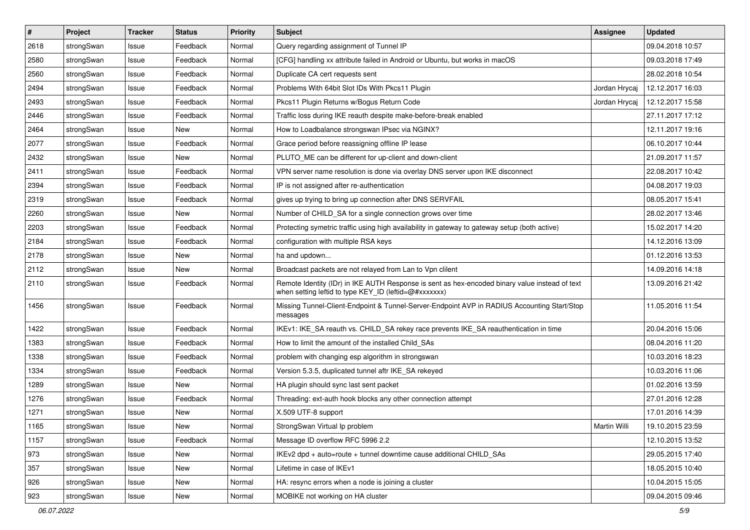| # | Project | Tracker | Status | Priority | Subject | Assignee | Updated |
|---|---|---|---|---|---|---|---|
| 2618 | strongSwan | Issue | Feedback | Normal | Query regarding assignment of Tunnel IP | | 09.04.2018 10:57 |
| 2580 | strongSwan | Issue | Feedback | Normal | [CFG] handling xx attribute failed in Android or Ubuntu, but works in macOS | | 09.03.2018 17:49 |
| 2560 | strongSwan | Issue | Feedback | Normal | Duplicate CA cert requests sent | | 28.02.2018 10:54 |
| 2494 | strongSwan | Issue | Feedback | Normal | Problems With 64bit Slot IDs With Pkcs11 Plugin | Jordan Hrycaj | 12.12.2017 16:03 |
| 2493 | strongSwan | Issue | Feedback | Normal | Pkcs11 Plugin Returns w/Bogus Return Code | Jordan Hrycaj | 12.12.2017 15:58 |
| 2446 | strongSwan | Issue | Feedback | Normal | Traffic loss during IKE reauth despite make-before-break enabled | | 27.11.2017 17:12 |
| 2464 | strongSwan | Issue | New | Normal | How to Loadbalance strongswan IPsec via NGINX? | | 12.11.2017 19:16 |
| 2077 | strongSwan | Issue | Feedback | Normal | Grace period before reassigning offline IP lease | | 06.10.2017 10:44 |
| 2432 | strongSwan | Issue | New | Normal | PLUTO_ME can be different for up-client and down-client | | 21.09.2017 11:57 |
| 2411 | strongSwan | Issue | Feedback | Normal | VPN server name resolution is done via overlay DNS server upon IKE disconnect | | 22.08.2017 10:42 |
| 2394 | strongSwan | Issue | Feedback | Normal | IP is not assigned after re-authentication | | 04.08.2017 19:03 |
| 2319 | strongSwan | Issue | Feedback | Normal | gives up trying to bring up connection after DNS SERVFAIL | | 08.05.2017 15:41 |
| 2260 | strongSwan | Issue | New | Normal | Number of CHILD_SA for a single connection grows over time | | 28.02.2017 13:46 |
| 2203 | strongSwan | Issue | Feedback | Normal | Protecting symetric traffic using high availability in gateway to gateway setup (both active) | | 15.02.2017 14:20 |
| 2184 | strongSwan | Issue | Feedback | Normal | configuration with multiple RSA keys | | 14.12.2016 13:09 |
| 2178 | strongSwan | Issue | New | Normal | ha and updown... | | 01.12.2016 13:53 |
| 2112 | strongSwan | Issue | New | Normal | Broadcast packets are not relayed from Lan to Vpn clilent | | 14.09.2016 14:18 |
| 2110 | strongSwan | Issue | Feedback | Normal | Remote Identity (IDr) in IKE AUTH Response is sent as hex-encoded binary value instead of text when setting leftid to type KEY_ID (leftid=@#xxxxxxx) | | 13.09.2016 21:42 |
| 1456 | strongSwan | Issue | Feedback | Normal | Missing Tunnel-Client-Endpoint & Tunnel-Server-Endpoint AVP in RADIUS Accounting Start/Stop messages | | 11.05.2016 11:54 |
| 1422 | strongSwan | Issue | Feedback | Normal | IKEv1: IKE_SA reauth vs. CHILD_SA rekey race prevents IKE_SA reauthentication in time | | 20.04.2016 15:06 |
| 1383 | strongSwan | Issue | Feedback | Normal | How to limit the amount of the installed Child_SAs | | 08.04.2016 11:20 |
| 1338 | strongSwan | Issue | Feedback | Normal | problem with changing esp algorithm in strongswan | | 10.03.2016 18:23 |
| 1334 | strongSwan | Issue | Feedback | Normal | Version 5.3.5, duplicated tunnel aftr IKE_SA rekeyed | | 10.03.2016 11:06 |
| 1289 | strongSwan | Issue | New | Normal | HA plugin should sync last sent packet | | 01.02.2016 13:59 |
| 1276 | strongSwan | Issue | Feedback | Normal | Threading: ext-auth hook blocks any other connection attempt | | 27.01.2016 12:28 |
| 1271 | strongSwan | Issue | New | Normal | X.509 UTF-8 support | | 17.01.2016 14:39 |
| 1165 | strongSwan | Issue | New | Normal | StrongSwan Virtual Ip problem | Martin Willi | 19.10.2015 23:59 |
| 1157 | strongSwan | Issue | Feedback | Normal | Message ID overflow RFC 5996 2.2 | | 12.10.2015 13:52 |
| 973 | strongSwan | Issue | New | Normal | IKEv2 dpd + auto=route + tunnel downtime cause additional CHILD_SAs | | 29.05.2015 17:40 |
| 357 | strongSwan | Issue | New | Normal | Lifetime in case of IKEv1 | | 18.05.2015 10:40 |
| 926 | strongSwan | Issue | New | Normal | HA: resync errors when a node is joining a cluster | | 10.04.2015 15:05 |
| 923 | strongSwan | Issue | New | Normal | MOBIKE not working on HA cluster | | 09.04.2015 09:46 |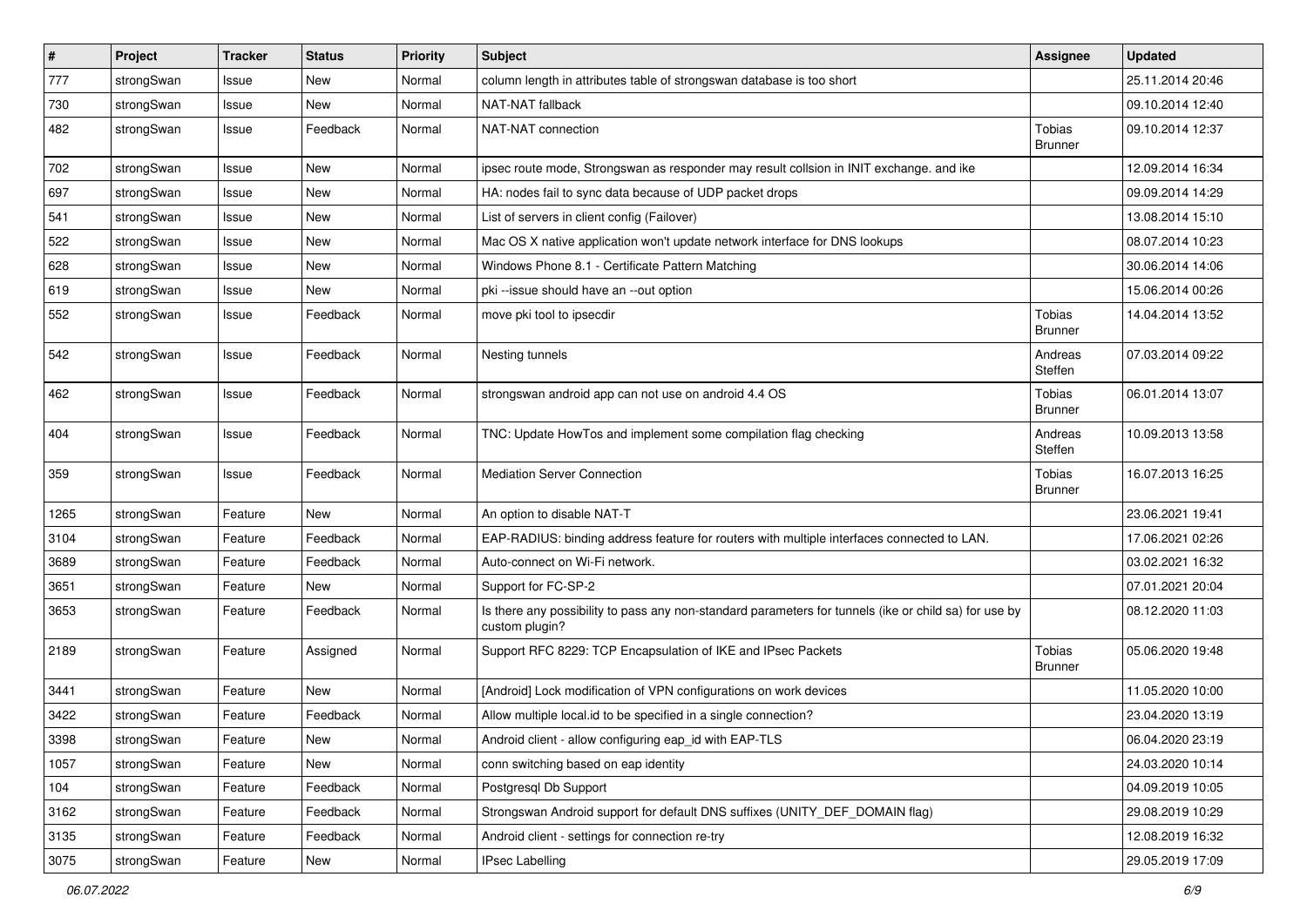| # | Project | Tracker | Status | Priority | Subject | Assignee | Updated |
|---|---|---|---|---|---|---|---|
| 777 | strongSwan | Issue | New | Normal | column length in attributes table of strongswan database is too short | | 25.11.2014 20:46 |
| 730 | strongSwan | Issue | New | Normal | NAT-NAT fallback | | 09.10.2014 12:40 |
| 482 | strongSwan | Issue | Feedback | Normal | NAT-NAT connection | Tobias Brunner | 09.10.2014 12:37 |
| 702 | strongSwan | Issue | New | Normal | ipsec route mode, Strongswan as responder may result collsion in INIT exchange. and ike | | 12.09.2014 16:34 |
| 697 | strongSwan | Issue | New | Normal | HA: nodes fail to sync data because of UDP packet drops | | 09.09.2014 14:29 |
| 541 | strongSwan | Issue | New | Normal | List of servers in client config (Failover) | | 13.08.2014 15:10 |
| 522 | strongSwan | Issue | New | Normal | Mac OS X native application won't update network interface for DNS lookups | | 08.07.2014 10:23 |
| 628 | strongSwan | Issue | New | Normal | Windows Phone 8.1 - Certificate Pattern Matching | | 30.06.2014 14:06 |
| 619 | strongSwan | Issue | New | Normal | pki --issue should have an --out option | | 15.06.2014 00:26 |
| 552 | strongSwan | Issue | Feedback | Normal | move pki tool to ipsecdir | Tobias Brunner | 14.04.2014 13:52 |
| 542 | strongSwan | Issue | Feedback | Normal | Nesting tunnels | Andreas Steffen | 07.03.2014 09:22 |
| 462 | strongSwan | Issue | Feedback | Normal | strongswan android app can not use on android 4.4 OS | Tobias Brunner | 06.01.2014 13:07 |
| 404 | strongSwan | Issue | Feedback | Normal | TNC: Update HowTos and implement some compilation flag checking | Andreas Steffen | 10.09.2013 13:58 |
| 359 | strongSwan | Issue | Feedback | Normal | Mediation Server Connection | Tobias Brunner | 16.07.2013 16:25 |
| 1265 | strongSwan | Feature | New | Normal | An option to disable NAT-T | | 23.06.2021 19:41 |
| 3104 | strongSwan | Feature | Feedback | Normal | EAP-RADIUS: binding address feature for routers with multiple interfaces connected to LAN. | | 17.06.2021 02:26 |
| 3689 | strongSwan | Feature | Feedback | Normal | Auto-connect on Wi-Fi network. | | 03.02.2021 16:32 |
| 3651 | strongSwan | Feature | New | Normal | Support for FC-SP-2 | | 07.01.2021 20:04 |
| 3653 | strongSwan | Feature | Feedback | Normal | Is there any possibility to pass any non-standard parameters for tunnels (ike or child sa) for use by custom plugin? | | 08.12.2020 11:03 |
| 2189 | strongSwan | Feature | Assigned | Normal | Support RFC 8229: TCP Encapsulation of IKE and IPsec Packets | Tobias Brunner | 05.06.2020 19:48 |
| 3441 | strongSwan | Feature | New | Normal | [Android] Lock modification of VPN configurations on work devices | | 11.05.2020 10:00 |
| 3422 | strongSwan | Feature | Feedback | Normal | Allow multiple local.id to be specified in a single connection? | | 23.04.2020 13:19 |
| 3398 | strongSwan | Feature | New | Normal | Android client - allow configuring eap_id with EAP-TLS | | 06.04.2020 23:19 |
| 1057 | strongSwan | Feature | New | Normal | conn switching based on eap identity | | 24.03.2020 10:14 |
| 104 | strongSwan | Feature | Feedback | Normal | Postgresql Db Support | | 04.09.2019 10:05 |
| 3162 | strongSwan | Feature | Feedback | Normal | Strongswan Android support for default DNS suffixes (UNITY_DEF_DOMAIN flag) | | 29.08.2019 10:29 |
| 3135 | strongSwan | Feature | Feedback | Normal | Android client - settings for connection re-try | | 12.08.2019 16:32 |
| 3075 | strongSwan | Feature | New | Normal | IPsec Labelling | | 29.05.2019 17:09 |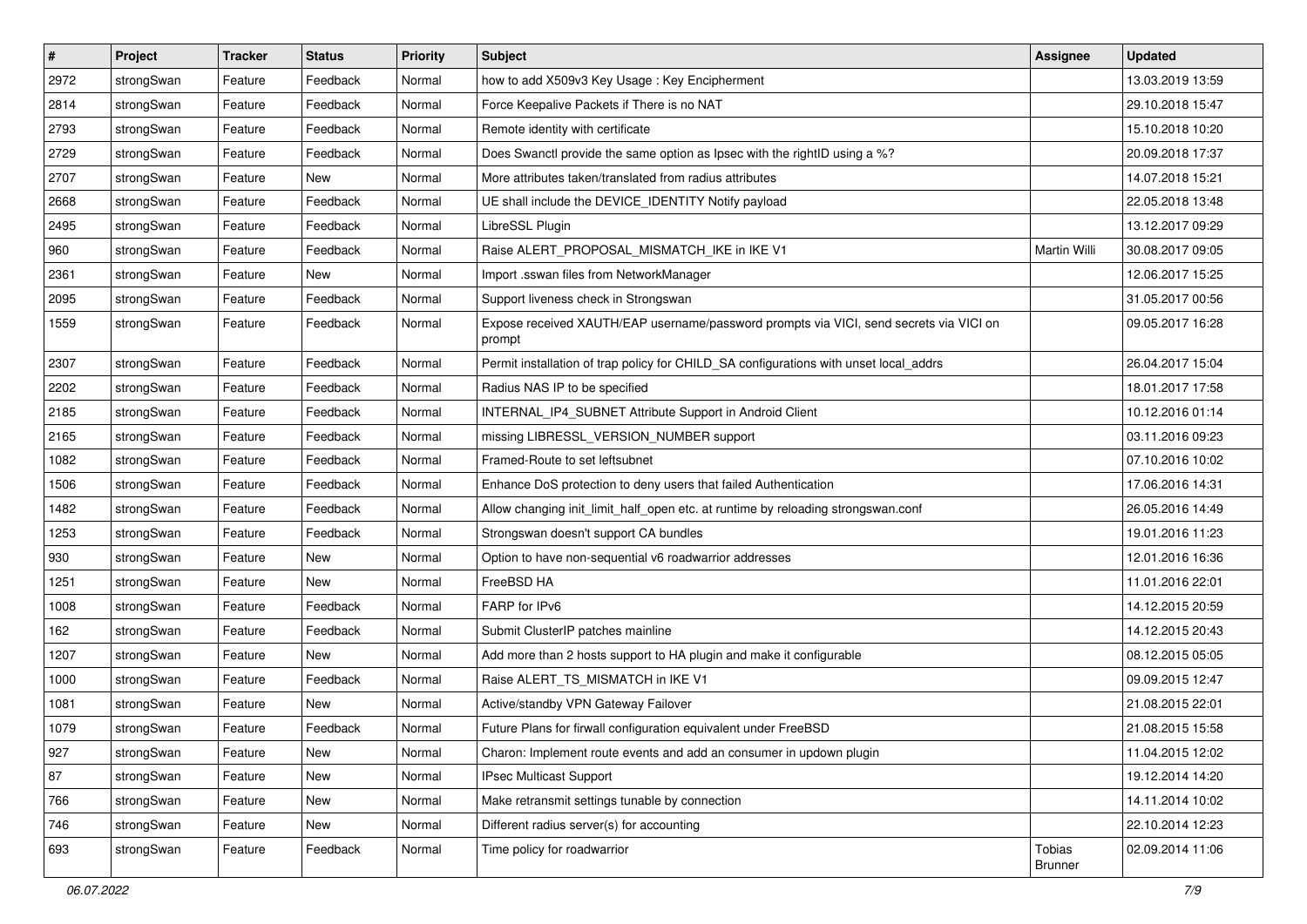| # | Project | Tracker | Status | Priority | Subject | Assignee | Updated |
|---|---|---|---|---|---|---|---|
| 2972 | strongSwan | Feature | Feedback | Normal | how to add X509v3 Key Usage : Key Encipherment | | 13.03.2019 13:59 |
| 2814 | strongSwan | Feature | Feedback | Normal | Force Keepalive Packets if There is no NAT | | 29.10.2018 15:47 |
| 2793 | strongSwan | Feature | Feedback | Normal | Remote identity with certificate | | 15.10.2018 10:20 |
| 2729 | strongSwan | Feature | Feedback | Normal | Does Swanctl provide the same option as Ipsec with the rightID using a %? | | 20.09.2018 17:37 |
| 2707 | strongSwan | Feature | New | Normal | More attributes taken/translated from radius attributes | | 14.07.2018 15:21 |
| 2668 | strongSwan | Feature | Feedback | Normal | UE shall include the DEVICE_IDENTITY Notify payload | | 22.05.2018 13:48 |
| 2495 | strongSwan | Feature | Feedback | Normal | LibreSSL Plugin | | 13.12.2017 09:29 |
| 960 | strongSwan | Feature | Feedback | Normal | Raise ALERT_PROPOSAL_MISMATCH_IKE in IKE V1 | Martin Willi | 30.08.2017 09:05 |
| 2361 | strongSwan | Feature | New | Normal | Import .sswan files from NetworkManager | | 12.06.2017 15:25 |
| 2095 | strongSwan | Feature | Feedback | Normal | Support liveness check in Strongswan | | 31.05.2017 00:56 |
| 1559 | strongSwan | Feature | Feedback | Normal | Expose received XAUTH/EAP username/password prompts via VICI, send secrets via VICI on prompt | | 09.05.2017 16:28 |
| 2307 | strongSwan | Feature | Feedback | Normal | Permit installation of trap policy for CHILD_SA configurations with unset local_addrs | | 26.04.2017 15:04 |
| 2202 | strongSwan | Feature | Feedback | Normal | Radius NAS IP to be specified | | 18.01.2017 17:58 |
| 2185 | strongSwan | Feature | Feedback | Normal | INTERNAL_IP4_SUBNET Attribute Support in Android Client | | 10.12.2016 01:14 |
| 2165 | strongSwan | Feature | Feedback | Normal | missing LIBRESSL_VERSION_NUMBER support | | 03.11.2016 09:23 |
| 1082 | strongSwan | Feature | Feedback | Normal | Framed-Route to set leftsubnet | | 07.10.2016 10:02 |
| 1506 | strongSwan | Feature | Feedback | Normal | Enhance DoS protection to deny users that failed Authentication | | 17.06.2016 14:31 |
| 1482 | strongSwan | Feature | Feedback | Normal | Allow changing init_limit_half_open etc. at runtime by reloading strongswan.conf | | 26.05.2016 14:49 |
| 1253 | strongSwan | Feature | Feedback | Normal | Strongswan doesn't support CA bundles | | 19.01.2016 11:23 |
| 930 | strongSwan | Feature | New | Normal | Option to have non-sequential v6 roadwarrior addresses | | 12.01.2016 16:36 |
| 1251 | strongSwan | Feature | New | Normal | FreeBSD HA | | 11.01.2016 22:01 |
| 1008 | strongSwan | Feature | Feedback | Normal | FARP for IPv6 | | 14.12.2015 20:59 |
| 162 | strongSwan | Feature | Feedback | Normal | Submit ClusterIP patches mainline | | 14.12.2015 20:43 |
| 1207 | strongSwan | Feature | New | Normal | Add more than 2 hosts support to HA plugin and make it configurable | | 08.12.2015 05:05 |
| 1000 | strongSwan | Feature | Feedback | Normal | Raise ALERT_TS_MISMATCH in IKE V1 | | 09.09.2015 12:47 |
| 1081 | strongSwan | Feature | New | Normal | Active/standby VPN Gateway Failover | | 21.08.2015 22:01 |
| 1079 | strongSwan | Feature | Feedback | Normal | Future Plans for firwall configuration equivalent under FreeBSD | | 21.08.2015 15:58 |
| 927 | strongSwan | Feature | New | Normal | Charon: Implement route events and add an consumer in updown plugin | | 11.04.2015 12:02 |
| 87 | strongSwan | Feature | New | Normal | IPsec Multicast Support | | 19.12.2014 14:20 |
| 766 | strongSwan | Feature | New | Normal | Make retransmit settings tunable by connection | | 14.11.2014 10:02 |
| 746 | strongSwan | Feature | New | Normal | Different radius server(s) for accounting | | 22.10.2014 12:23 |
| 693 | strongSwan | Feature | Feedback | Normal | Time policy for roadwarrior | Tobias Brunner | 02.09.2014 11:06 |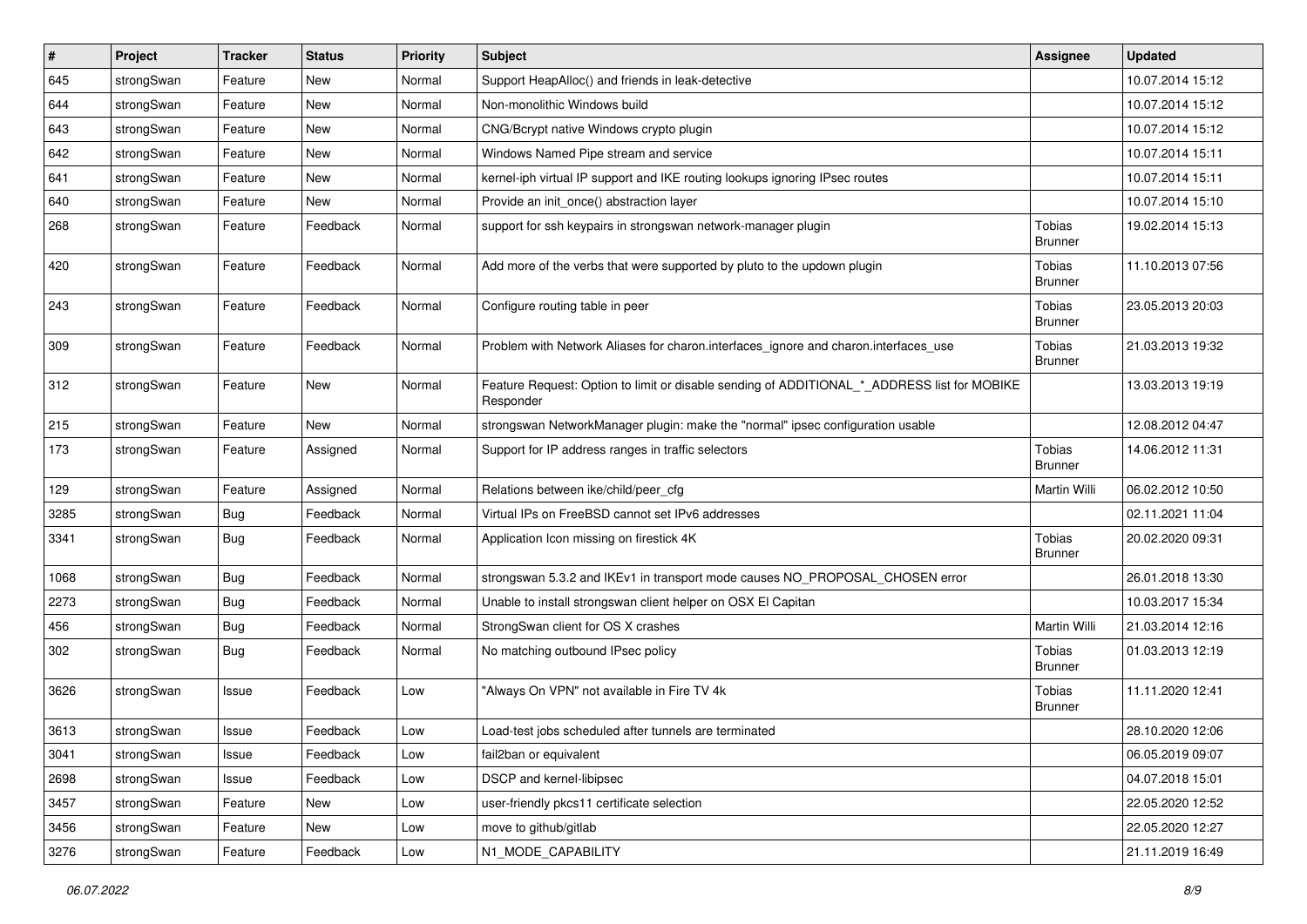| # | Project | Tracker | Status | Priority | Subject | Assignee | Updated |
|---|---|---|---|---|---|---|---|
| 645 | strongSwan | Feature | New | Normal | Support HeapAlloc() and friends in leak-detective | | 10.07.2014 15:12 |
| 644 | strongSwan | Feature | New | Normal | Non-monolithic Windows build | | 10.07.2014 15:12 |
| 643 | strongSwan | Feature | New | Normal | CNG/Bcrypt native Windows crypto plugin | | 10.07.2014 15:12 |
| 642 | strongSwan | Feature | New | Normal | Windows Named Pipe stream and service | | 10.07.2014 15:11 |
| 641 | strongSwan | Feature | New | Normal | kernel-iph virtual IP support and IKE routing lookups ignoring IPsec routes | | 10.07.2014 15:11 |
| 640 | strongSwan | Feature | New | Normal | Provide an init_once() abstraction layer | | 10.07.2014 15:10 |
| 268 | strongSwan | Feature | Feedback | Normal | support for ssh keypairs in strongswan network-manager plugin | Tobias Brunner | 19.02.2014 15:13 |
| 420 | strongSwan | Feature | Feedback | Normal | Add more of the verbs that were supported by pluto to the updown plugin | Tobias Brunner | 11.10.2013 07:56 |
| 243 | strongSwan | Feature | Feedback | Normal | Configure routing table in peer | Tobias Brunner | 23.05.2013 20:03 |
| 309 | strongSwan | Feature | Feedback | Normal | Problem with Network Aliases for charon.interfaces_ignore and charon.interfaces_use | Tobias Brunner | 21.03.2013 19:32 |
| 312 | strongSwan | Feature | New | Normal | Feature Request: Option to limit or disable sending of ADDITIONAL_*_ADDRESS list for MOBIKE Responder | | 13.03.2013 19:19 |
| 215 | strongSwan | Feature | New | Normal | strongswan NetworkManager plugin: make the "normal" ipsec configuration usable | | 12.08.2012 04:47 |
| 173 | strongSwan | Feature | Assigned | Normal | Support for IP address ranges in traffic selectors | Tobias Brunner | 14.06.2012 11:31 |
| 129 | strongSwan | Feature | Assigned | Normal | Relations between ike/child/peer_cfg | Martin Willi | 06.02.2012 10:50 |
| 3285 | strongSwan | Bug | Feedback | Normal | Virtual IPs on FreeBSD cannot set IPv6 addresses | | 02.11.2021 11:04 |
| 3341 | strongSwan | Bug | Feedback | Normal | Application Icon missing on firestick 4K | Tobias Brunner | 20.02.2020 09:31 |
| 1068 | strongSwan | Bug | Feedback | Normal | strongswan 5.3.2 and IKEv1 in transport mode causes NO_PROPOSAL_CHOSEN error | | 26.01.2018 13:30 |
| 2273 | strongSwan | Bug | Feedback | Normal | Unable to install strongswan client helper on OSX El Capitan | | 10.03.2017 15:34 |
| 456 | strongSwan | Bug | Feedback | Normal | StrongSwan client for OS X crashes | Martin Willi | 21.03.2014 12:16 |
| 302 | strongSwan | Bug | Feedback | Normal | No matching outbound IPsec policy | Tobias Brunner | 01.03.2013 12:19 |
| 3626 | strongSwan | Issue | Feedback | Low | "Always On VPN" not available in Fire TV 4k | Tobias Brunner | 11.11.2020 12:41 |
| 3613 | strongSwan | Issue | Feedback | Low | Load-test jobs scheduled after tunnels are terminated | | 28.10.2020 12:06 |
| 3041 | strongSwan | Issue | Feedback | Low | fail2ban or equivalent | | 06.05.2019 09:07 |
| 2698 | strongSwan | Issue | Feedback | Low | DSCP and kernel-libipsec | | 04.07.2018 15:01 |
| 3457 | strongSwan | Feature | New | Low | user-friendly pkcs11 certificate selection | | 22.05.2020 12:52 |
| 3456 | strongSwan | Feature | New | Low | move to github/gitlab | | 22.05.2020 12:27 |
| 3276 | strongSwan | Feature | Feedback | Low | N1_MODE_CAPABILITY | | 21.11.2019 16:49 |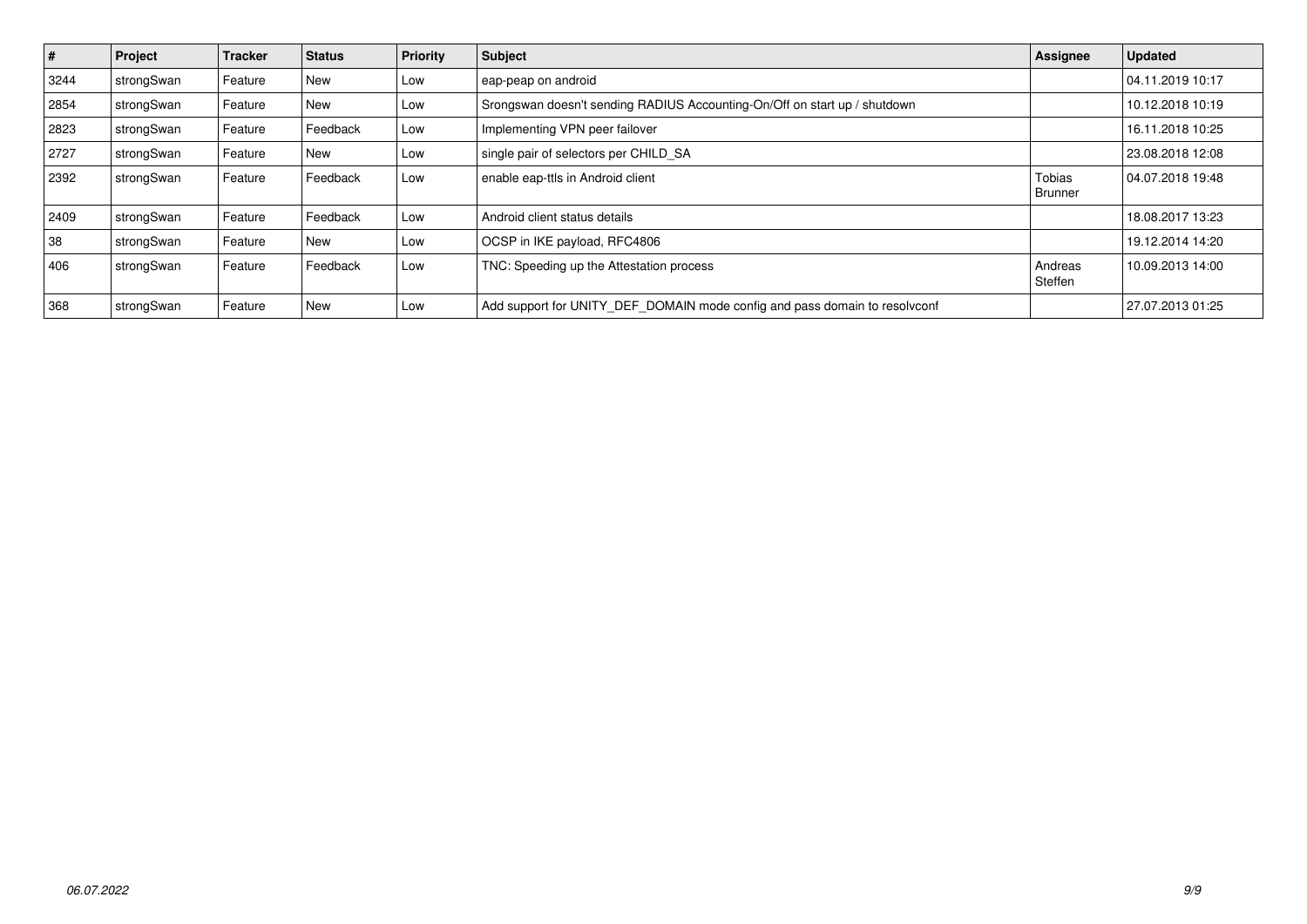| # | Project | Tracker | Status | Priority | Subject | Assignee | Updated |
|---|---|---|---|---|---|---|---|
| 3244 | strongSwan | Feature | New | Low | eap-peap on android | | 04.11.2019 10:17 |
| 2854 | strongSwan | Feature | New | Low | Srongswan doesn't sending RADIUS Accounting-On/Off on start up / shutdown | | 10.12.2018 10:19 |
| 2823 | strongSwan | Feature | Feedback | Low | Implementing VPN peer failover | | 16.11.2018 10:25 |
| 2727 | strongSwan | Feature | New | Low | single pair of selectors per CHILD_SA | | 23.08.2018 12:08 |
| 2392 | strongSwan | Feature | Feedback | Low | enable eap-ttls in Android client | Tobias Brunner | 04.07.2018 19:48 |
| 2409 | strongSwan | Feature | Feedback | Low | Android client status details | | 18.08.2017 13:23 |
| 38 | strongSwan | Feature | New | Low | OCSP in IKE payload, RFC4806 | | 19.12.2014 14:20 |
| 406 | strongSwan | Feature | Feedback | Low | TNC: Speeding up the Attestation process | Andreas Steffen | 10.09.2013 14:00 |
| 368 | strongSwan | Feature | New | Low | Add support for UNITY_DEF_DOMAIN mode config and pass domain to resolvconf | | 27.07.2013 01:25 |